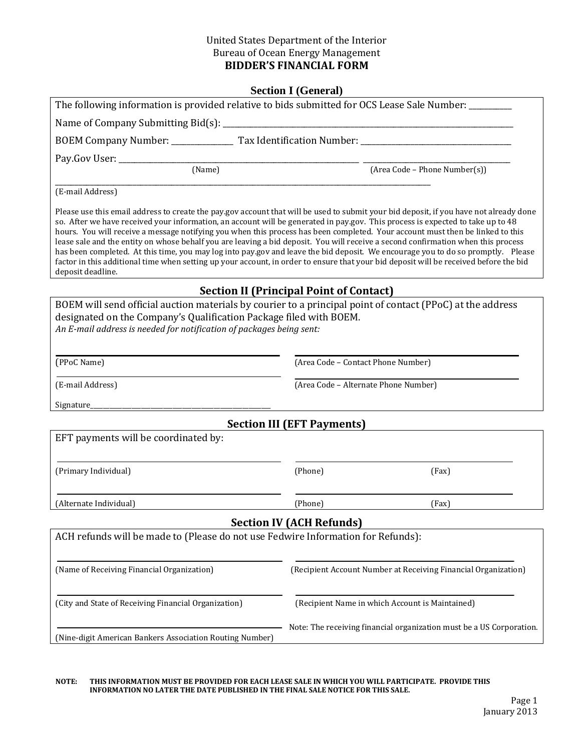United States Department of the Interior
Bureau of Ocean Energy Management

# BIDDER'S FINANCIAL FORM

## Section I (General)

The following information is provided relative to bids submitted for OCS Lease Sale Number: ___________

Name of Company Submitting Bid(s): ___________________________________________

BOEM Company Number: _______________ Tax Identification Number: _______________________

Pay.Gov User: ___________________________________ ___________________________
(Name) (Area Code – Phone Number(s))

___________________________________________
(E-mail Address)

Please use this email address to create the pay.gov account that will be used to submit your bid deposit, if you have not already done so. After we have received your information, an account will be generated in pay.gov. This process is expected to take up to 48 hours. You will receive a message notifying you when this process has been completed. Your account must then be linked to this lease sale and the entity on whose behalf you are leaving a bid deposit. You will receive a second confirmation when this process has been completed. At this time, you may log into pay.gov and leave the bid deposit. We encourage you to do so promptly. Please factor in this additional time when setting up your account, in order to ensure that your bid deposit will be received before the bid deposit deadline.

## Section II (Principal Point of Contact)

BOEM will send official auction materials by courier to a principal point of contact (PPoC) at the address designated on the Company's Qualification Package filed with BOEM.
*An E-mail address is needed for notification of packages being sent:*

___________________________________ ___________________________________
(PPoC Name) (Area Code – Contact Phone Number)

___________________________________ ___________________________________
(E-mail Address) (Area Code – Alternate Phone Number)

Signature___________________________________

## Section III (EFT Payments)

EFT payments will be coordinated by:

___________________________________ ___________________________________
(Primary Individual) (Phone) (Fax)

___________________________________ ___________________________________
(Alternate Individual) (Phone) (Fax)

## Section IV (ACH Refunds)

ACH refunds will be made to (Please do not use Fedwire Information for Refunds):

___________________________________ ___________________________________
(Name of Receiving Financial Organization) (Recipient Account Number at Receiving Financial Organization)

___________________________________ ___________________________________
(City and State of Receiving Financial Organization) (Recipient Name in which Account is Maintained)

___________________________________
(Nine-digit American Bankers Association Routing Number)

Note: The receiving financial organization must be a US Corporation.

**NOTE: THIS INFORMATION MUST BE PROVIDED FOR EACH LEASE SALE IN WHICH YOU WILL PARTICIPATE. PROVIDE THIS INFORMATION NO LATER THE DATE PUBLISHED IN THE FINAL SALE NOTICE FOR THIS SALE.**

January 2013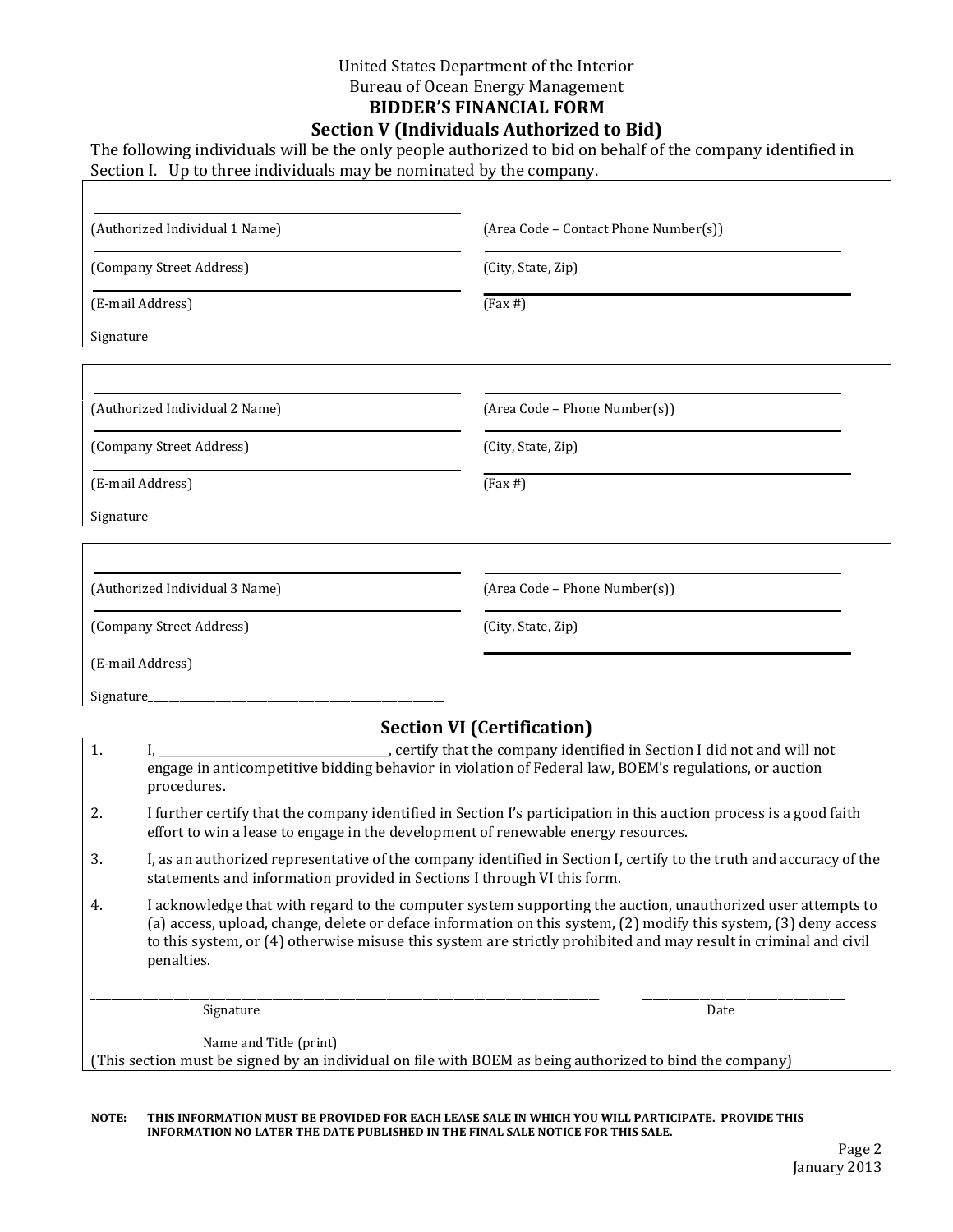United States Department of the Interior

Bureau of Ocean Energy Management

# BIDDER'S FINANCIAL FORM

## Section V (Individuals Authorized to Bid)

The following individuals will be the only people authorized to bid on behalf of the company identified in Section I. Up to three individuals may be nominated by the company.

| | |
|---|---|
| (Authorized Individual 1 Name) | (Area Code – Contact Phone Number(s)) |
| (Company Street Address) | (City, State, Zip) |
| (E-mail Address) | (Fax #) |
| Signature______________________________ | |

| | |
|---|---|
| (Authorized Individual 2 Name) | (Area Code – Phone Number(s)) |
| (Company Street Address) | (City, State, Zip) |
| (E-mail Address) | (Fax #) |
| Signature______________________________ | |

| | |
|---|---|
| (Authorized Individual 3 Name) | (Area Code – Phone Number(s)) |
| (Company Street Address) | (City, State, Zip) |
| (E-mail Address) | |
| Signature______________________________ | |

## Section VI (Certification)

1. I, ______________________, certify that the company identified in Section I did not and will not engage in anticompetitive bidding behavior in violation of Federal law, BOEM's regulations, or auction procedures.
2. I further certify that the company identified in Section I's participation in this auction process is a good faith effort to win a lease to engage in the development of renewable energy resources.
3. I, as an authorized representative of the company identified in Section I, certify to the truth and accuracy of the statements and information provided in Sections I through VI this form.
4. I acknowledge that with regard to the computer system supporting the auction, unauthorized user attempts to (a) access, upload, change, delete or deface information on this system, (2) modify this system, (3) deny access to this system, or (4) otherwise misuse this system are strictly prohibited and may result in criminal and civil penalties.

______________________________________________ ____________________

Signature Date

______________________________________________

Name and Title (print)

(This section must be signed by an individual on file with BOEM as being authorized to bind the company)

**NOTE: THIS INFORMATION MUST BE PROVIDED FOR EACH LEASE SALE IN WHICH YOU WILL PARTICIPATE. PROVIDE THIS INFORMATION NO LATER THE DATE PUBLISHED IN THE FINAL SALE NOTICE FOR THIS SALE.**

January 2013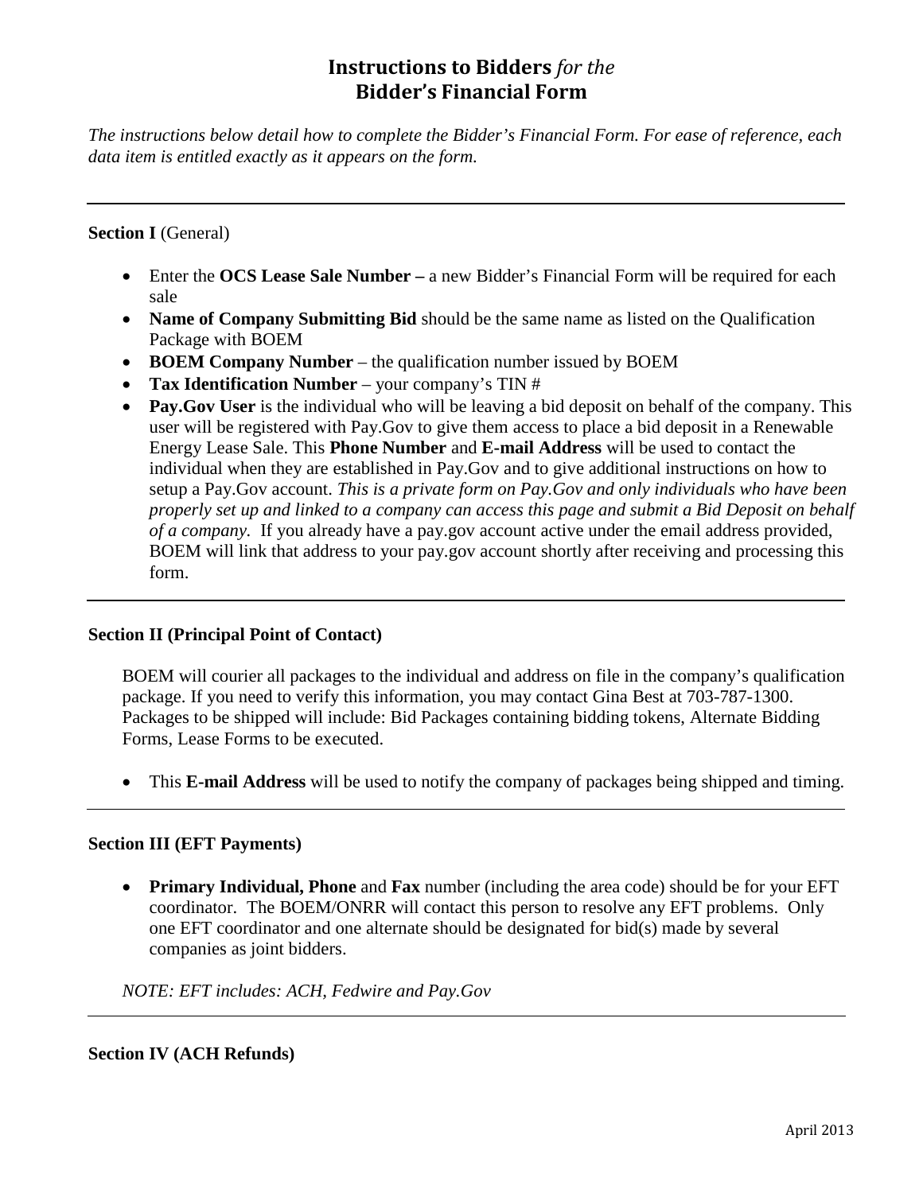# **Instructions to Bidders** *for the* **Bidder's Financial Form**

*The instructions below detail how to complete the Bidder's Financial Form. For ease of reference, each data item is entitled exactly as it appears on the form.*

---

**Section I** (General)

- Enter the **OCS Lease Sale Number –** a new Bidder's Financial Form will be required for each sale
- **Name of Company Submitting Bid** should be the same name as listed on the Qualification Package with BOEM
- **BOEM Company Number** – the qualification number issued by BOEM
- **Tax Identification Number** – your company's TIN #
- **Pay.Gov User** is the individual who will be leaving a bid deposit on behalf of the company. This user will be registered with Pay.Gov to give them access to place a bid deposit in a Renewable Energy Lease Sale. This **Phone Number** and **E-mail Address** will be used to contact the individual when they are established in Pay.Gov and to give additional instructions on how to setup a Pay.Gov account. *This is a private form on Pay.Gov and only individuals who have been properly set up and linked to a company can access this page and submit a Bid Deposit on behalf of a company.* If you already have a pay.gov account active under the email address provided, BOEM will link that address to your pay.gov account shortly after receiving and processing this form.

---

**Section II (Principal Point of Contact)**

BOEM will courier all packages to the individual and address on file in the company's qualification package. If you need to verify this information, you may contact Gina Best at 703-787-1300. Packages to be shipped will include: Bid Packages containing bidding tokens, Alternate Bidding Forms, Lease Forms to be executed.

- This **E-mail Address** will be used to notify the company of packages being shipped and timing.

---

**Section III (EFT Payments)**

- **Primary Individual, Phone** and **Fax** number (including the area code) should be for your EFT coordinator. The BOEM/ONRR will contact this person to resolve any EFT problems. Only one EFT coordinator and one alternate should be designated for bid(s) made by several companies as joint bidders.

*NOTE: EFT includes: ACH, Fedwire and Pay.Gov*

---

**Section IV (ACH Refunds)**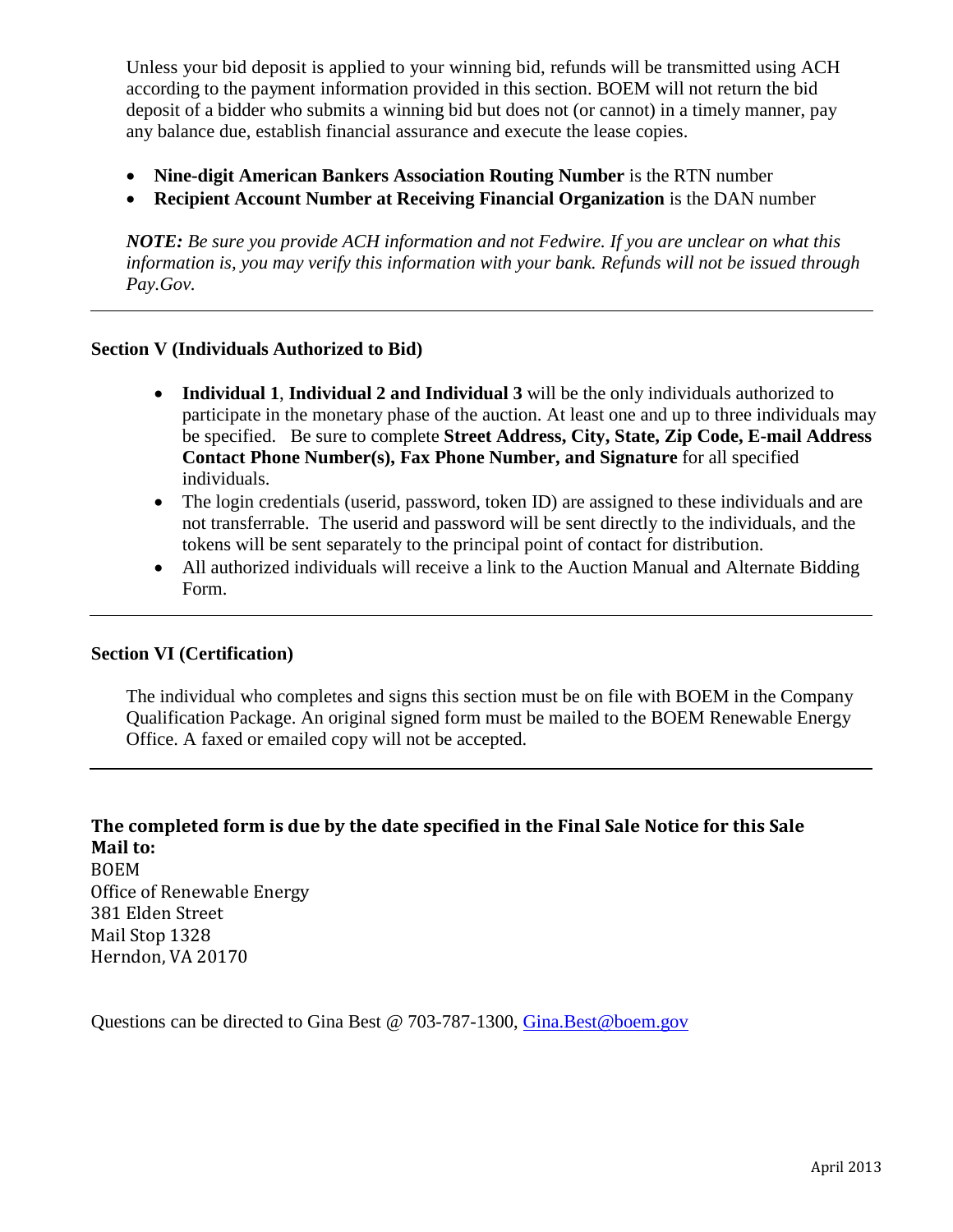Unless your bid deposit is applied to your winning bid, refunds will be transmitted using ACH according to the payment information provided in this section. BOEM will not return the bid deposit of a bidder who submits a winning bid but does not (or cannot) in a timely manner, pay any balance due, establish financial assurance and execute the lease copies.

- **Nine-digit American Bankers Association Routing Number** is the RTN number
- **Recipient Account Number at Receiving Financial Organization** is the DAN number

***NOTE:*** *Be sure you provide ACH information and not Fedwire. If you are unclear on what this information is, you may verify this information with your bank. Refunds will not be issued through Pay.Gov.*

---

**Section V (Individuals Authorized to Bid)**

- **Individual 1**, **Individual 2 and Individual 3** will be the only individuals authorized to participate in the monetary phase of the auction. At least one and up to three individuals may be specified. Be sure to complete **Street Address, City, State, Zip Code, E-mail Address Contact Phone Number(s), Fax Phone Number, and Signature** for all specified individuals.
- The login credentials (userid, password, token ID) are assigned to these individuals and are not transferrable. The userid and password will be sent directly to the individuals, and the tokens will be sent separately to the principal point of contact for distribution.
- All authorized individuals will receive a link to the Auction Manual and Alternate Bidding Form.

---

**Section VI (Certification)**

The individual who completes and signs this section must be on file with BOEM in the Company Qualification Package. An original signed form must be mailed to the BOEM Renewable Energy Office. A faxed or emailed copy will not be accepted.

---

**The completed form is due by the date specified in the Final Sale Notice for this Sale**
**Mail to:**
BOEM
Office of Renewable Energy
381 Elden Street
Mail Stop 1328
Herndon, VA 20170

Questions can be directed to Gina Best @ 703-787-1300, Gina.Best@boem.gov

April 2013